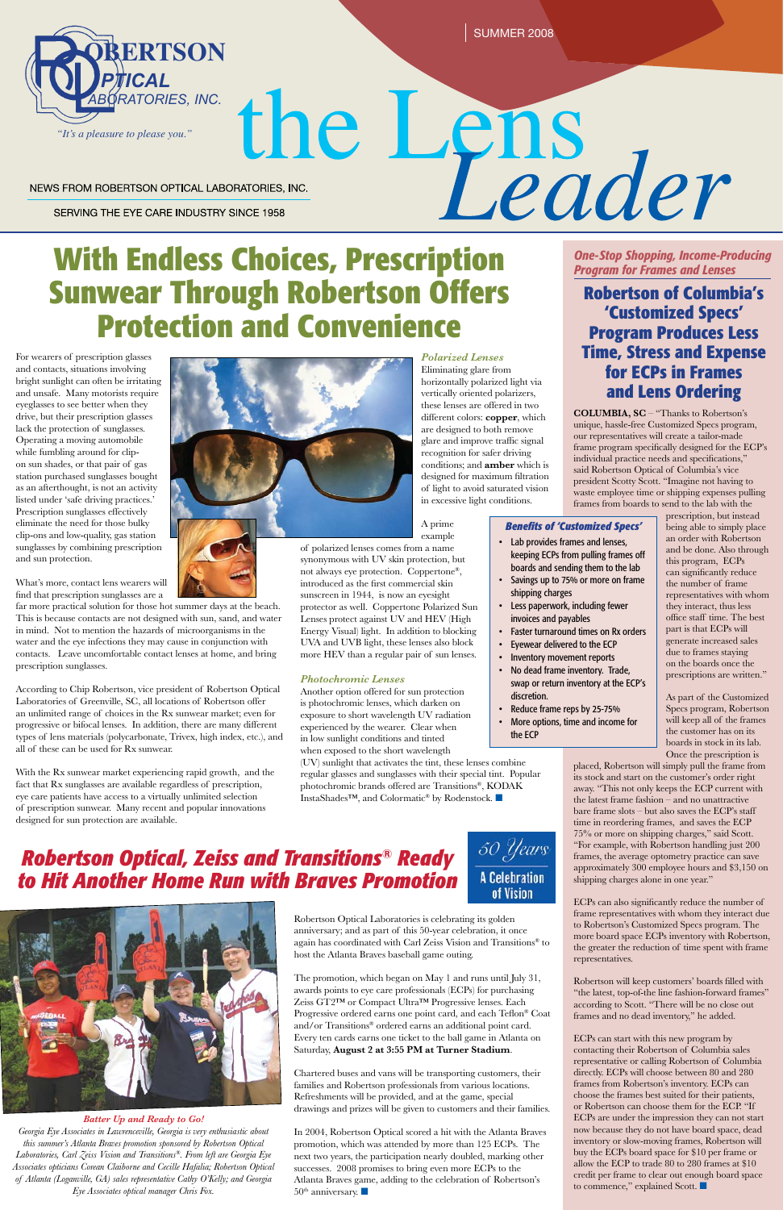ROBERTSON OPTICAL LABORATORIES, INC.

*"It's a pleasure to please you."*

SUMMER 2008

# the Lens Leader

NEWS FROM ROBERTSON OPTICAL LABORATORIES, INC.

SERVING THE EYE CARE INDUSTRY SINCE 1958

## With Endless Choices, Prescription Sunwear Through Robertson Offers Protection and Convenience

For wearers of prescription glasses and contacts, situations involving bright sunlight can often be irritating and unsafe. Many motorists require eyeglasses to see better when they drive, but their prescription glasses lack the protection of sunglasses. Operating a moving automobile while fumbling around for clip-on sun shades, or that pair of gas station purchased sunglasses bought as an afterthought, is not an activity listed under 'safe driving practices.' Prescription sunglasses effectively eliminate the need for those bulky clip-ons and low-quality, gas station sunglasses by combining prescription and sun protection.

What's more, contact lens wearers will find that prescription sunglasses are a far more practical solution for those hot summer days at the beach. This is because contacts are not designed with sun, sand, and water in mind. Not to mention the hazards of microorganisms in the water and the eye infections they may cause in conjunction with contacts. Leave uncomfortable contact lenses at home, and bring prescription sunglasses.

According to Chip Robertson, vice president of Robertson Optical Laboratories of Greenville, SC, all locations of Robertson offer an unlimited range of choices in the Rx sunwear market; even for progressive or bifocal lenses. In addition, there are many different types of lens materials (polycarbonate, Trivex, high index, etc.), and all of these can be used for Rx sunwear.

With the Rx sunwear market experiencing rapid growth, and the fact that Rx sunglasses are available regardless of prescription, eye care patients have access to a virtually unlimited selection of prescription sunwear. Many recent and popular innovations designed for sun protection are available.

### *Polarized Lenses*

Eliminating glare from horizontally polarized light via vertically oriented polarizers, these lenses are offered in two different colors: **copper**, which are designed to both remove glare and improve traffic signal recognition for safer driving conditions; and **amber** which is designed for maximum filtration of light to avoid saturated vision in excessive light conditions.

A prime example of polarized lenses comes from a name synonymous with UV skin protection, but not always eye protection. Coppertone®, introduced as the first commercial skin sunscreen in 1944, is now an eyesight protector as well. Coppertone Polarized Sun Lenses protect against UV and HEV (High Energy Visual) light. In addition to blocking UVA and UVB light, these lenses also block more HEV than a regular pair of sun lenses.

### *Photochromic Lenses*

Another option offered for sun protection is photochromic lenses, which darken on exposure to short wavelength UV radiation experienced by the wearer. Clear when in low sunlight conditions and tinted when exposed to the short wavelength (UV) sunlight that activates the tint, these lenses combine regular glasses and sunglasses with their special tint. Popular photochromic brands offered are Transitions®, KODAK InstaShades™, and Colormatic® by Rodenstock. ■

## Robertson Optical, Zeiss and Transitions® Ready to Hit Another Home Run with Braves Promotion

*50 Years* A Celebration of Vision

**Batter Up and Ready to Go!**

*Georgia Eye Associates in Lawrenceville, Georgia is very enthusiastic about this summer's Atlanta Braves promotion sponsored by Robertson Optical Laboratories, Carl Zeiss Vision and Transitions®. From left are Georgia Eye Associates opticians Corean Claiborne and Cecille Hafalia; Robertson Optical of Atlanta (Loganville, GA) sales representative Cathy O'Kelly; and Georgia Eye Associates optical manager Chris Fox.*

Robertson Optical Laboratories is celebrating its golden anniversary; and as part of this 50-year celebration, it once again has coordinated with Carl Zeiss Vision and Transitions® to host the Atlanta Braves baseball game outing.

The promotion, which began on May 1 and runs until July 31, awards points to eye care professionals (ECPs) for purchasing Zeiss GT2™ or Compact Ultra™ Progressive lenses. Each Progressive ordered earns one point card, and each Teflon® Coat and/or Transitions® ordered earns an additional point card. Every ten cards earns one ticket to the ball game in Atlanta on Saturday, **August 2 at 3:55 PM at Turner Stadium**.

Chartered buses and vans will be transporting customers, their families and Robertson professionals from various locations. Refreshments will be provided, and at the game, special drawings and prizes will be given to customers and their families.

In 2004, Robertson Optical scored a hit with the Atlanta Braves promotion, which was attended by more than 125 ECPs. The next two years, the participation nearly doubled, marking other successes. 2008 promises to bring even more ECPs to the Atlanta Braves game, adding to the celebration of Robertson's 50[th] anniversary. ■

*One-Stop Shopping, Income-Producing Program for Frames and Lenses*

## Robertson of Columbia's 'Customized Specs' Program Produces Less Time, Stress and Expense for ECPs in Frames and Lens Ordering

**COLUMBIA, SC** – "Thanks to Robertson's unique, hassle-free Customized Specs program, our representatives will create a tailor-made frame program specifically designed for the ECP's individual practice needs and specifications," said Robertson Optical of Columbia's vice president Scotty Scott. "Imagine not having to waste employee time or shipping expenses pulling frames from boards to send to the lab with the prescription, but instead being able to simply place an order with Robertson and be done. Also through this program, ECPs can significantly reduce the number of frame representatives with whom they interact, thus less office staff time. The best part is that ECPs will generate increased sales due to frames staying on the boards once the prescriptions are written."

**Benefits of 'Customized Specs'**

- Lab provides frames and lenses, keeping ECPs from pulling frames off boards and sending them to the lab
- Savings up to 75% or more on frame shipping charges
- Less paperwork, including fewer invoices and payables
- Faster turnaround times on Rx orders
- Eyewear delivered to the ECP
- Inventory movement reports
- No dead frame inventory. Trade, swap or return inventory at the ECP's discretion.
- Reduce frame reps by 25-75%
- More options, time and income for the ECP

As part of the Customized Specs program, Robertson will keep all of the frames the customer has on its boards in stock in its lab. Once the prescription is placed, Robertson will simply pull the frame from its stock and start on the customer's order right away. "This not only keeps the ECP current with the latest frame fashion – and no unattractive bare frame slots – but also saves the ECP's staff time in reordering frames, and saves the ECP 75% or more on shipping charges," said Scott. "For example, with Robertson handling just 200 frames, the average optometry practice can save approximately 300 employee hours and $3,150 on shipping charges alone in one year."

ECPs can also significantly reduce the number of frame representatives with whom they interact due to Robertson's Customized Specs program. The more board space ECPs inventory with Robertson, the greater the reduction of time spent with frame representatives.

Robertson will keep customers' boards filled with "the latest, top-of-the line fashion-forward frames" according to Scott. "There will be no close out frames and no dead inventory," he added.

ECPs can start with this new program by contacting their Robertson of Columbia sales representative or calling Robertson of Columbia directly. ECPs will choose between 80 and 280 frames from Robertson's inventory. ECPs can choose the frames best suited for their patients, or Robertson can choose them for the ECP. "If ECPs are under the impression they can not start now because they do not have board space, dead inventory or slow-moving frames, Robertson will buy the ECPs board space for $10 per frame or allow the ECP to trade 80 to 280 frames at $10 credit per frame to clear out enough board space to commence," explained Scott. ■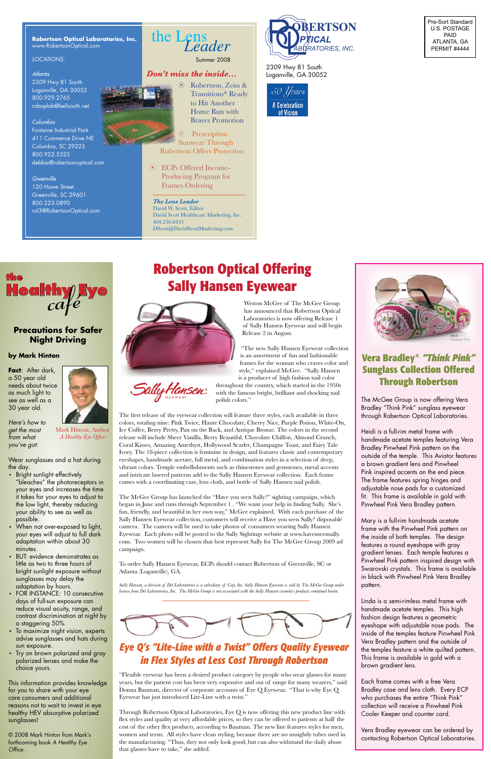**Robertson Optical Laboratories, Inc.**
www.RobertsonOptical.com

*LOCATIONS:*

*Atlanta*
2309 Hwy 81 South
Loganville, GA 30052
800.929.2765
roboplab@bellsouth.net

*Columbia*
Fontaine Industrial Park
411 Commerce Drive NE
Columbia, SC 29223
800.922.5525
debbie@robertsonoptical.com

*Greenville*
120 Howe Street
Greenville, SC 29601
800.223.0890
rol3@RobertsonOptical.com

# the Lens Leader

Summer 2008

***Don't miss the inside...***

- Robertson, Zeiss & Transitions® Ready to Hit Another Home Run with Braves Promotion
- Prescription Sunwear Through Robertson Offers Protection
- ECPs Offered Income-Producing Program for Frames Ordering

***The Lens Leader***
David W. Scott, Editor
David Scott Healthcare Marketing, Inc.
404.230.8433
DScott@DavidScottMarketing.com

ROBERTSON OPTICAL LABORATORIES, INC.

2309 Hwy 81 South
Loganville, GA 30052

50 Years
A Celebration of Vision

Pre-Sort Standard
U.S. POSTAGE
PAID
ATLANTA, GA
PERMIT #4444

## the Healthy Eye café

### Precautions for Safer Night Driving

**by Mark Hinton**

**Fact**: After dark, a 50 year old needs about twice as much light to see as well as a 30 year old.

Mark Hinton, Author
*A Healthy Eye Office*

*Here's how to get the most from what you've got:*

Wear sunglasses and a hat during the day.

- Bright sunlight effectively "bleaches" the photoreceptors in your eyes and increases the time it takes for your eyes to adjust to the low light, thereby reducing your ability to see as well as possible.
- When not over-exposed to light, your eyes will adjust to full dark adaptation within about 30 minutes.
- BUT: evidence demonstrates as little as two to three hours of bright sunlight exposure without sunglasses may delay the adaptation by hours.
- FOR INSTANCE: 10 consecutive days of full-sun exposure can reduce visual acuity, range, and contrast discrimination at night by a staggering 50%.
- To maximize night vision, experts advise sunglasses and hats during sun exposure.
- Try on brown polarized and gray polarized lenses and make the choice yours.

This information provides knowledge for you to share with your eye care consumers and additional reasons not to wait to invest in eye healthy HEV absorptive polarized sunglasses!

© 2008 Mark Hinton from Mark's forthcoming book *A Healthy Eye Office*.

## Robertson Optical Offering Sally Hansen Eyewear

Weston McGee of The McGee Group has announced that Robertson Optical Laboratories is now offering Release 1 of Sally Hansen Eyewear and will begin Release 2 in August.

"The new Sally Hansen Eyewear collection is an assortment of fun and fashionable frames for the woman who craves color and style," explained McGee. "Sally Hansen is a producer of high fashion nail color throughout the country, which started in the 1950s with the famous bright, brilliant and shocking nail polish colors."

The first release of the eyewear collection will feature three styles, each available in three colors, totaling nine: Pink Twice, Haute Chocolate, Cherry Nice, Purple Potion, White-On, Ice Coffee, Berry Pretty, Pan on the Back, and Antique Bronze. The colors in the second release will include Sheer Vanilla, Berry Beautiful, Chiffon, Almond Crunch, Coral Kisses, Amazing Amethyst, Hollywood Scarlet, Champagne Toast, and Fairy Tale Ivory. The 18-piece collection is feminine in design, and features classic and contemporary eyeshapes, handmade acetate, full metal, and combination styles in a selection of deep, vibrant colors. Temple embellishments such as rhinestones and gemstones, metal accents and intricate lasered patterns add to the Sally Hansen Eyewear collection. Each frame comes with a coordinating case, lens cloth, and bottle of Sally Hansen nail polish.

The McGee Group has launched the "Have you seen Sally?" sighting campaign, which began in June and runs through September 1 . "We want your help in finding Sally. She's fun, friendly, and beautiful in her own way," McGee explained. With each purchase of the Sally Hansen Eyewear collection, customers will receive a Have you seen Sally? disposable camera. The camera will be used to take photos of consumers wearing Sally Hansen Eyewear. Each photo will be posted to the Sally Sightings website at www.haveuseensally.com. Two women will be chosen that best represent Sally for The McGee Group 2009 ad campaign.

To order Sally Hansen Eyewear, ECPs should contact Robertson of Greenville, SC or Atlanta (Loganville), GA.

*Sally Hansen, a division of Del Laboratories is a subsidiary of Coty, Inc. Sally Hansen Eyewear is sold by The McGee Group under license from Del Laboratories, Inc. The McGee Group is not associated with the Sally Hansen cosmetics products contained herein.*

## Eye Q's "Lite-Line with a Twist" Offers Quality Eyewear in Flex Styles at Less Cost Through Robertson

"Flexible eyewear has been a desired product category by people who wear glasses for many years, but the patient cost has been very expensive and out of range for many wearers," said Donna Bauman, director of corporate accounts of Eye Q Eyewear. "That is why Eye Q Eyewear has just introduced Lite-Line with a twist."

Through Robertson Optical Laboratories, Eye Q is now offering this new product line with flex styles and quality at very affordable prices, so they can be offered to patients at half the cost of the other flex products, according to Bauman. The new line features styles for men, women and teens. All styles have clean styling, because there are no unsightly tubes used in the manufacturing. "Thus, they not only look good, but can also withstand the daily abuse that glasses have to take," she added.

## Vera Bradley® *"Think Pink"* Sunglass Collection Offered Through Robertson

The McGee Group is now offering Vera Bradley "Think Pink" sunglass eyewear through Robertson Optical Laboratories.

Heidi is a full-rim metal frame with handmade acetate temples featuring Vera Bradley Pinwheel Pink pattern on the outside of the temple. This Aviator features a brown gradient lens and Pinwheel Pink inspired accents on the end piece. The frame features spring hinges and adjustable nose pads for a customized fit. This frame is available in gold with Pinwheel Pink Vera Bradley pattern.

Mary is a full-rim handmade acetate frame with the Pinwheel Pink pattern on the inside of both temples. The design features a round eyeshape with gray gradient lenses. Each temple features a Pinwheel Pink pattern inspired design with Swarovski crystals. This frame is available in black with Pinwheel Pink Vera Bradley pattern.

Linda is a semi-rimless metal frame with handmade acetate temples. This high fashion design features a geometric eyeshape with adjustable nose pads. The inside of the temples feature Pinwheel Pink Vera Bradley pattern and the outside of the temples feature a white quilted pattern. This frame is available in gold with a brown gradient lens.

Each frame comes with a free Vera Bradley case and lens cloth. Every ECP who purchases the entire "Think Pink" collection will receive a Pinwheel Pink Cooler Keeper and counter card.

Vera Bradley eyewear can be ordered by contacting Robertson Optical Laboratories.